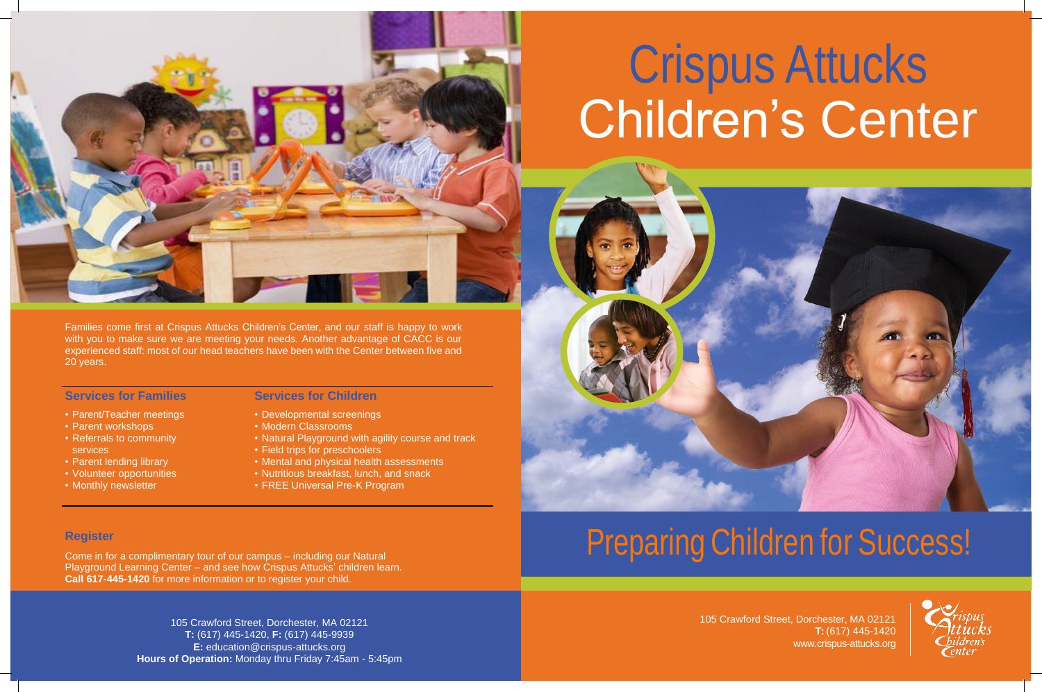Families come first at Crispus Attucks Children's Center, and our staff is happy to work with you to make sure we are meeting your needs. Another advantage of CACC is our experienced staff: most of our head teachers have been with the Center between five and 20 years.

### Services for Families

- Parent/Teacher meetings
- Parent workshops
- Referrals to community services
- Parent lending library
- Volunteer opportunities
- Monthly newsletter

### Services for Children

- Developmental screenings
- Modern Classrooms
- Natural Playground with agility course and track
- Field trips for preschoolers
- Mental and physical health assessments
- Nutritious breakfast, lunch, and snack
- FREE Universal Pre-K Program

### Register

Come in for a complimentary tour of our campus – including our Natural Playground Learning Center – and see how Crispus Attucks' children learn. **Call 617-445-1420** for more information or to register your child.

105 Crawford Street, Dorchester, MA 02121
**T:** (617) 445-1420, **F:** (617) 445-9939
**E:** education@crispus-attucks.org
**Hours of Operation:** Monday thru Friday 7:45am - 5:45pm

# Crispus Attucks Children's Center

## Preparing Children for Success!

105 Crawford Street, Dorchester, MA 02121
**T:** (617) 445-1420
www.crispus-attucks.org

Crispus Attucks Children's Center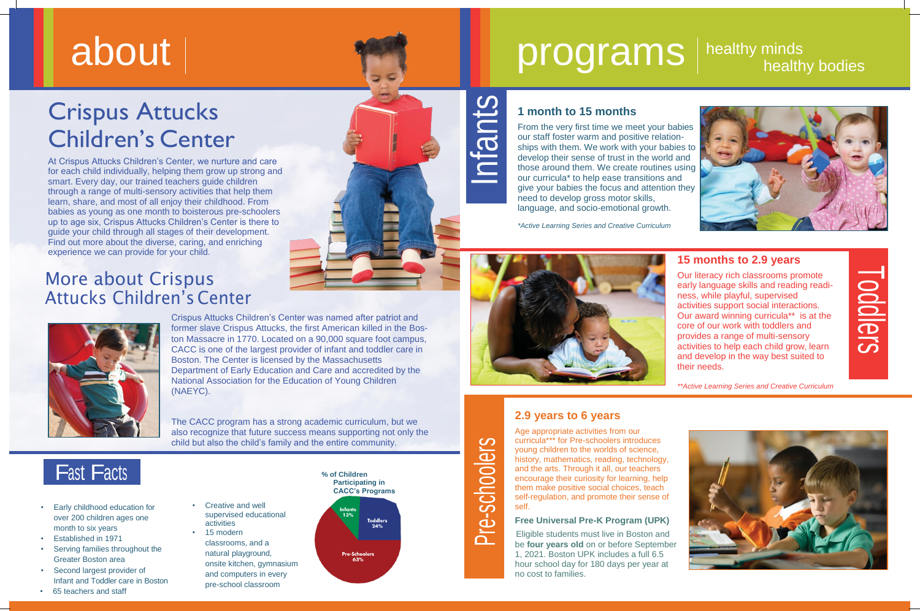# about

## Crispus Attucks Children's Center

At Crispus Attucks Children's Center, we nurture and care for each child individually, helping them grow up strong and smart. Every day, our trained teachers guide children through a range of multi-sensory activities that help them learn, share, and most of all enjoy their childhood. From babies as young as one month to boisterous pre-schoolers up to age six, Crispus Attucks Children's Center is there to guide your child through all stages of their development. Find out more about the diverse, caring, and enriching experience we can provide for your child.

## More about Crispus Attucks Children's Center

Crispus Attucks Children's Center was named after patriot and former slave Crispus Attucks, the first American killed in the Boston Massacre in 1770. Located on a 90,000 square foot campus, CACC is one of the largest provider of infant and toddler care in Boston. The Center is licensed by the Massachusetts Department of Early Education and Care and accredited by the National Association for the Education of Young Children (NAEYC).

The CACC program has a strong academic curriculum, but we also recognize that future success means supporting not only the child but also the child's family and the entire community.

## Fast Facts

- Early childhood education for over 200 children ages one month to six years
- Established in 1971
- Serving families throughout the Greater Boston area
- Second largest provider of Infant and Toddler care in Boston
- 65 teachers and staff
- Creative and well supervised educational activities
- 15 modern classrooms, and a natural playground, onsite kitchen, gymnasium and computers in every pre-school classroom

% of Children Participating in CACC's Programs

Infants 13%
Toddlers 24%
Pre-Schoolers 63%

# programs

healthy minds healthy bodies

## Infants

### 1 month to 15 months

From the very first time we meet your babies our staff foster warm and positive relationships with them. We work with your babies to develop their sense of trust in the world and those around them. We create routines using our curricula* to help ease transitions and give your babies the focus and attention they need to develop gross motor skills, language, and socio-emotional growth.

*\*Active Learning Series and Creative Curriculum*

## Toddlers

### 15 months to 2.9 years

Our literacy rich classrooms promote early language skills and reading readiness, while playful, supervised activities support social interactions. Our award winning curricula** is at the core of our work with toddlers and provides a range of multi-sensory activities to help each child grow, learn and develop in the way best suited to their needs.

*\*\*Active Learning Series and Creative Curriculum*

## Pre-schoolers

### 2.9 years to 6 years

Age appropriate activities from our curricula*** for Pre-schoolers introduces young children to the worlds of science, history, mathematics, reading, technology, and the arts. Through it all, our teachers encourage their curiosity for learning, help them make positive social choices, teach self-regulation, and promote their sense of self.

### Free Universal Pre-K Program (UPK)

Eligible students must live in Boston and be **four years old** on or before September 1, 2021. Boston UPK includes a full 6.5 hour school day for 180 days per year at no cost to families.